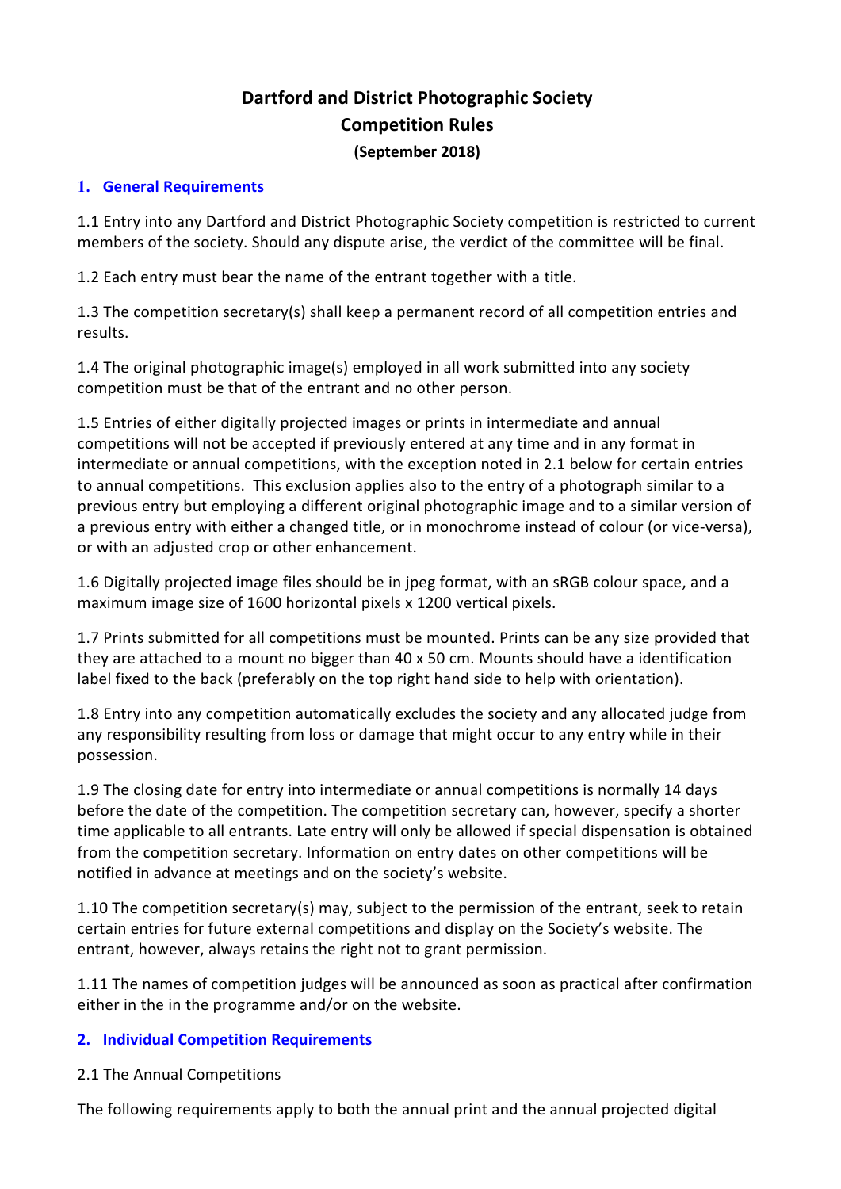# Dartford and District Photographic Society
## Competition Rules
### (September 2018)

## 1. General Requirements

1.1 Entry into any Dartford and District Photographic Society competition is restricted to current members of the society. Should any dispute arise, the verdict of the committee will be final.

1.2 Each entry must bear the name of the entrant together with a title.

1.3 The competition secretary(s) shall keep a permanent record of all competition entries and results.

1.4 The original photographic image(s) employed in all work submitted into any society competition must be that of the entrant and no other person.

1.5 Entries of either digitally projected images or prints in intermediate and annual competitions will not be accepted if previously entered at any time and in any format in intermediate or annual competitions, with the exception noted in 2.1 below for certain entries to annual competitions. This exclusion applies also to the entry of a photograph similar to a previous entry but employing a different original photographic image and to a similar version of a previous entry with either a changed title, or in monochrome instead of colour (or vice-versa), or with an adjusted crop or other enhancement.

1.6 Digitally projected image files should be in jpeg format, with an sRGB colour space, and a maximum image size of 1600 horizontal pixels x 1200 vertical pixels.

1.7 Prints submitted for all competitions must be mounted. Prints can be any size provided that they are attached to a mount no bigger than 40 x 50 cm. Mounts should have a identification label fixed to the back (preferably on the top right hand side to help with orientation).

1.8 Entry into any competition automatically excludes the society and any allocated judge from any responsibility resulting from loss or damage that might occur to any entry while in their possession.

1.9 The closing date for entry into intermediate or annual competitions is normally 14 days before the date of the competition. The competition secretary can, however, specify a shorter time applicable to all entrants. Late entry will only be allowed if special dispensation is obtained from the competition secretary. Information on entry dates on other competitions will be notified in advance at meetings and on the society's website.

1.10 The competition secretary(s) may, subject to the permission of the entrant, seek to retain certain entries for future external competitions and display on the Society's website. The entrant, however, always retains the right not to grant permission.

1.11 The names of competition judges will be announced as soon as practical after confirmation either in the in the programme and/or on the website.

## 2. Individual Competition Requirements

2.1 The Annual Competitions

The following requirements apply to both the annual print and the annual projected digital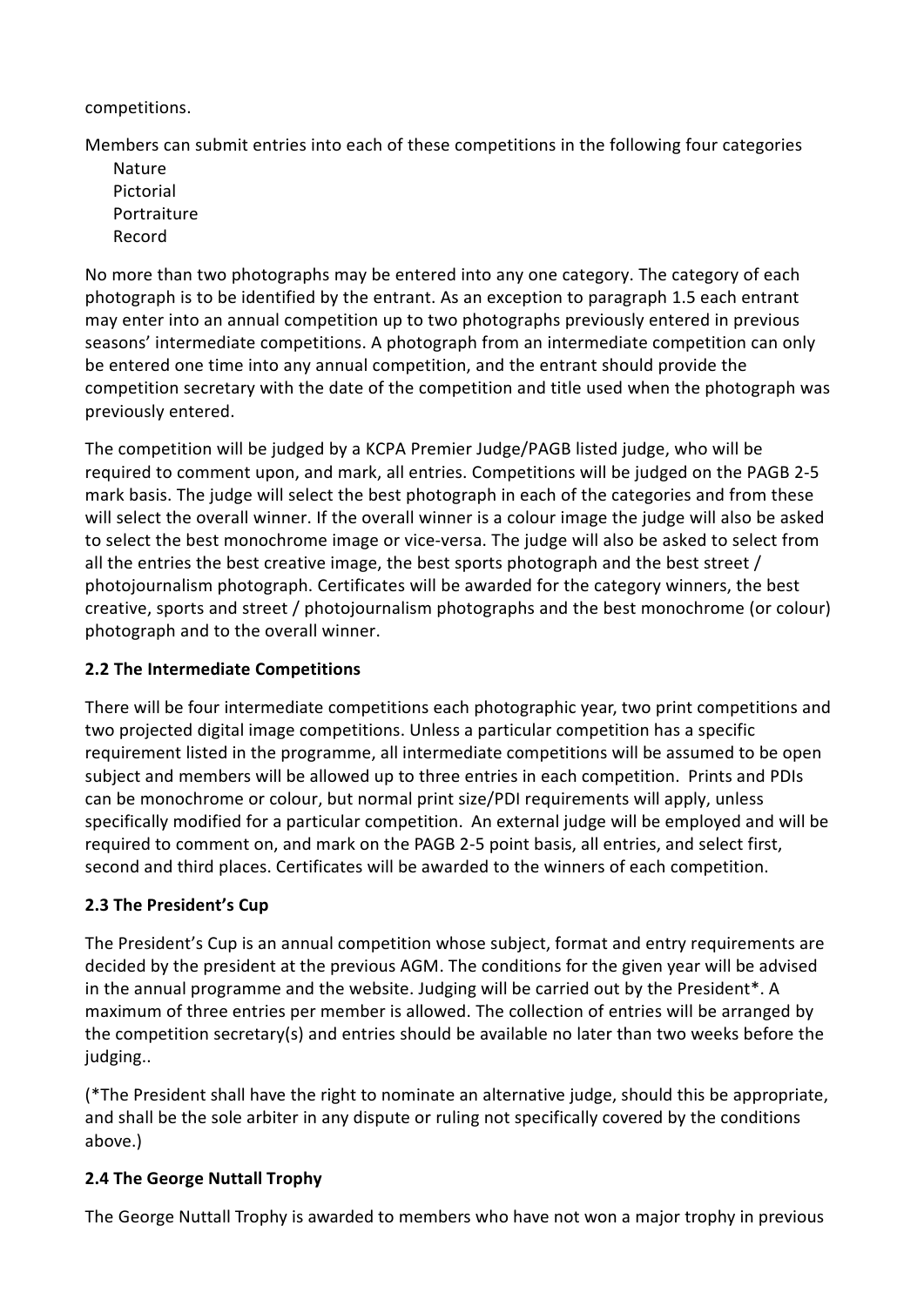competitions.

Members can submit entries into each of these competitions in the following four categories

- Nature
- Pictorial
- Portraiture
- Record

No more than two photographs may be entered into any one category. The category of each photograph is to be identified by the entrant. As an exception to paragraph 1.5 each entrant may enter into an annual competition up to two photographs previously entered in previous seasons' intermediate competitions. A photograph from an intermediate competition can only be entered one time into any annual competition, and the entrant should provide the competition secretary with the date of the competition and title used when the photograph was previously entered.

The competition will be judged by a KCPA Premier Judge/PAGB listed judge, who will be required to comment upon, and mark, all entries. Competitions will be judged on the PAGB 2-5 mark basis. The judge will select the best photograph in each of the categories and from these will select the overall winner. If the overall winner is a colour image the judge will also be asked to select the best monochrome image or vice-versa. The judge will also be asked to select from all the entries the best creative image, the best sports photograph and the best street / photojournalism photograph. Certificates will be awarded for the category winners, the best creative, sports and street / photojournalism photographs and the best monochrome (or colour) photograph and to the overall winner.

### 2.2 The Intermediate Competitions

There will be four intermediate competitions each photographic year, two print competitions and two projected digital image competitions. Unless a particular competition has a specific requirement listed in the programme, all intermediate competitions will be assumed to be open subject and members will be allowed up to three entries in each competition. Prints and PDIs can be monochrome or colour, but normal print size/PDI requirements will apply, unless specifically modified for a particular competition. An external judge will be employed and will be required to comment on, and mark on the PAGB 2-5 point basis, all entries, and select first, second and third places. Certificates will be awarded to the winners of each competition.

### 2.3 The President's Cup

The President's Cup is an annual competition whose subject, format and entry requirements are decided by the president at the previous AGM. The conditions for the given year will be advised in the annual programme and the website. Judging will be carried out by the President*. A maximum of three entries per member is allowed. The collection of entries will be arranged by the competition secretary(s) and entries should be available no later than two weeks before the judging..

(*The President shall have the right to nominate an alternative judge, should this be appropriate, and shall be the sole arbiter in any dispute or ruling not specifically covered by the conditions above.)

### 2.4 The George Nuttall Trophy

The George Nuttall Trophy is awarded to members who have not won a major trophy in previous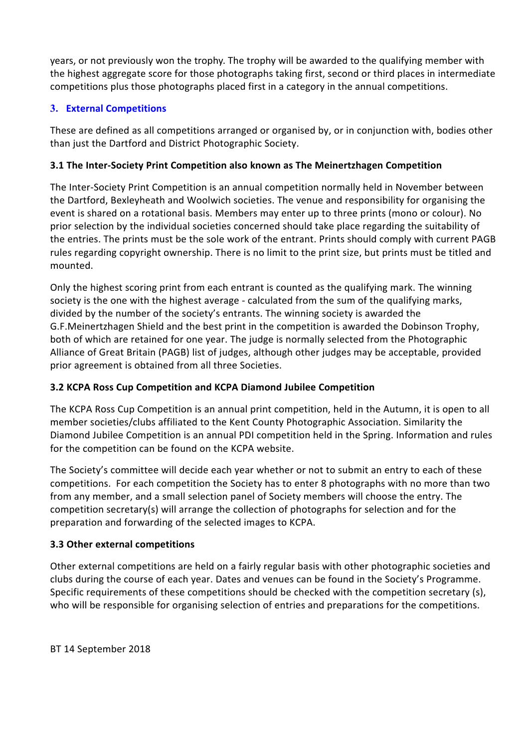years, or not previously won the trophy. The trophy will be awarded to the qualifying member with the highest aggregate score for those photographs taking first, second or third places in intermediate competitions plus those photographs placed first in a category in the annual competitions.

## 3. External Competitions

These are defined as all competitions arranged or organised by, or in conjunction with, bodies other than just the Dartford and District Photographic Society.

### 3.1 The Inter-Society Print Competition also known as The Meinertzhagen Competition

The Inter-Society Print Competition is an annual competition normally held in November between the Dartford, Bexleyheath and Woolwich societies. The venue and responsibility for organising the event is shared on a rotational basis. Members may enter up to three prints (mono or colour). No prior selection by the individual societies concerned should take place regarding the suitability of the entries. The prints must be the sole work of the entrant. Prints should comply with current PAGB rules regarding copyright ownership. There is no limit to the print size, but prints must be titled and mounted.

Only the highest scoring print from each entrant is counted as the qualifying mark. The winning society is the one with the highest average - calculated from the sum of the qualifying marks, divided by the number of the society's entrants. The winning society is awarded the G.F.Meinertzhagen Shield and the best print in the competition is awarded the Dobinson Trophy, both of which are retained for one year. The judge is normally selected from the Photographic Alliance of Great Britain (PAGB) list of judges, although other judges may be acceptable, provided prior agreement is obtained from all three Societies.

### 3.2 KCPA Ross Cup Competition and KCPA Diamond Jubilee Competition

The KCPA Ross Cup Competition is an annual print competition, held in the Autumn, it is open to all member societies/clubs affiliated to the Kent County Photographic Association. Similarity the Diamond Jubilee Competition is an annual PDI competition held in the Spring. Information and rules for the competition can be found on the KCPA website.

The Society's committee will decide each year whether or not to submit an entry to each of these competitions. For each competition the Society has to enter 8 photographs with no more than two from any member, and a small selection panel of Society members will choose the entry. The competition secretary(s) will arrange the collection of photographs for selection and for the preparation and forwarding of the selected images to KCPA.

### 3.3 Other external competitions

Other external competitions are held on a fairly regular basis with other photographic societies and clubs during the course of each year. Dates and venues can be found in the Society's Programme. Specific requirements of these competitions should be checked with the competition secretary (s), who will be responsible for organising selection of entries and preparations for the competitions.

BT 14 September 2018